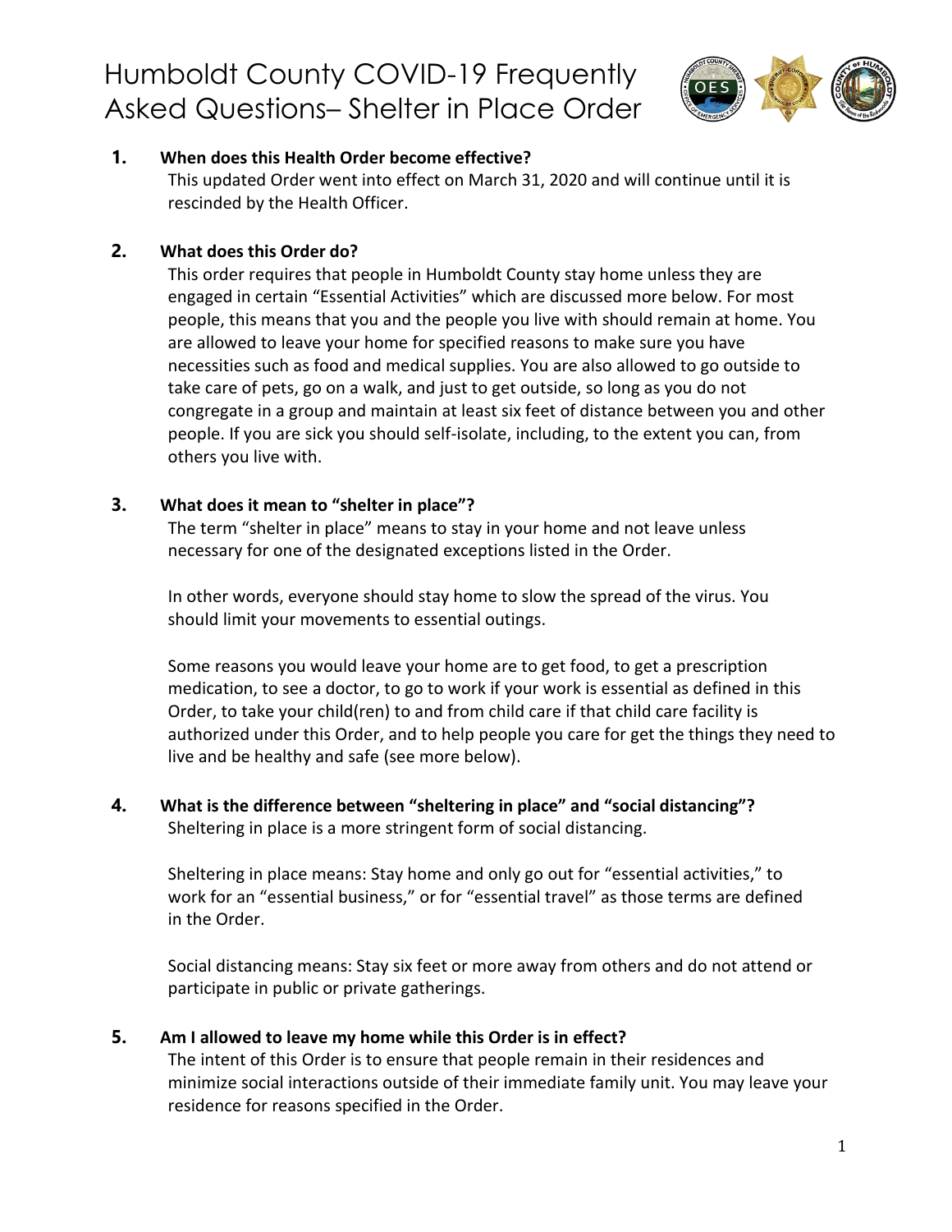# Humboldt County COVID-19 Frequently Asked Questions– Shelter in Place Order

**1. When does this Health Order become effective?**

This updated Order went into effect on March 31, 2020 and will continue until it is rescinded by the Health Officer.

**2. What does this Order do?**

This order requires that people in Humboldt County stay home unless they are engaged in certain "Essential Activities" which are discussed more below. For most people, this means that you and the people you live with should remain at home. You are allowed to leave your home for specified reasons to make sure you have necessities such as food and medical supplies. You are also allowed to go outside to take care of pets, go on a walk, and just to get outside, so long as you do not congregate in a group and maintain at least six feet of distance between you and other people. If you are sick you should self-isolate, including, to the extent you can, from others you live with.

**3. What does it mean to "shelter in place"?**

The term "shelter in place" means to stay in your home and not leave unless necessary for one of the designated exceptions listed in the Order.

In other words, everyone should stay home to slow the spread of the virus. You should limit your movements to essential outings.

Some reasons you would leave your home are to get food, to get a prescription medication, to see a doctor, to go to work if your work is essential as defined in this Order, to take your child(ren) to and from child care if that child care facility is authorized under this Order, and to help people you care for get the things they need to live and be healthy and safe (see more below).

**4. What is the difference between "sheltering in place" and "social distancing"?**

Sheltering in place is a more stringent form of social distancing.

Sheltering in place means: Stay home and only go out for "essential activities," to work for an "essential business," or for "essential travel" as those terms are defined in the Order.

Social distancing means: Stay six feet or more away from others and do not attend or participate in public or private gatherings.

**5. Am I allowed to leave my home while this Order is in effect?**

The intent of this Order is to ensure that people remain in their residences and minimize social interactions outside of their immediate family unit. You may leave your residence for reasons specified in the Order.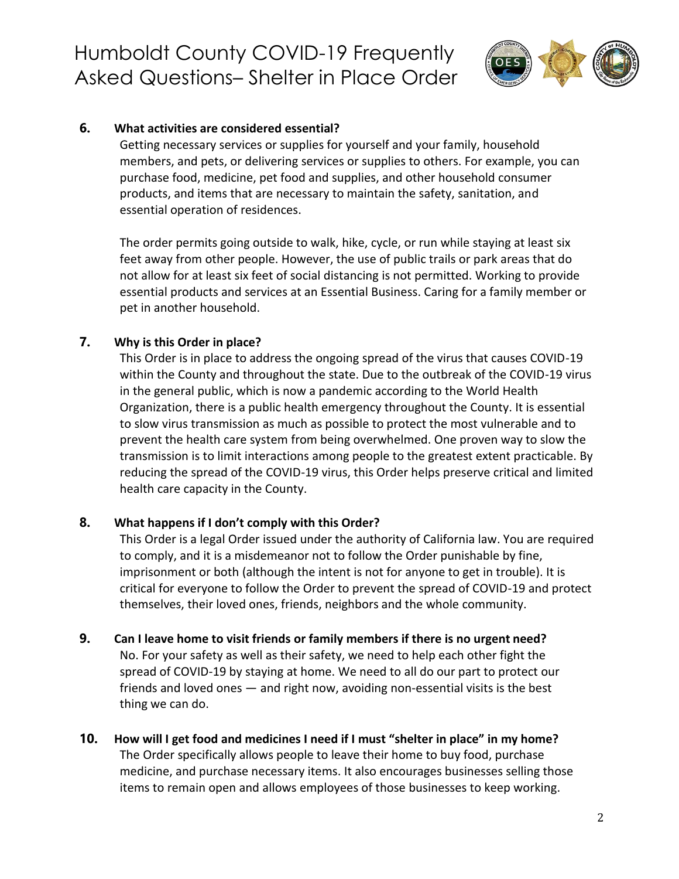**6. What activities are considered essential?**

Getting necessary services or supplies for yourself and your family, household members, and pets, or delivering services or supplies to others. For example, you can purchase food, medicine, pet food and supplies, and other household consumer products, and items that are necessary to maintain the safety, sanitation, and essential operation of residences.

The order permits going outside to walk, hike, cycle, or run while staying at least six feet away from other people. However, the use of public trails or park areas that do not allow for at least six feet of social distancing is not permitted. Working to provide essential products and services at an Essential Business. Caring for a family member or pet in another household.

**7. Why is this Order in place?**

This Order is in place to address the ongoing spread of the virus that causes COVID-19 within the County and throughout the state. Due to the outbreak of the COVID-19 virus in the general public, which is now a pandemic according to the World Health Organization, there is a public health emergency throughout the County. It is essential to slow virus transmission as much as possible to protect the most vulnerable and to prevent the health care system from being overwhelmed. One proven way to slow the transmission is to limit interactions among people to the greatest extent practicable. By reducing the spread of the COVID-19 virus, this Order helps preserve critical and limited health care capacity in the County.

**8. What happens if I don't comply with this Order?**

This Order is a legal Order issued under the authority of California law. You are required to comply, and it is a misdemeanor not to follow the Order punishable by fine, imprisonment or both (although the intent is not for anyone to get in trouble). It is critical for everyone to follow the Order to prevent the spread of COVID-19 and protect themselves, their loved ones, friends, neighbors and the whole community.

**9. Can I leave home to visit friends or family members if there is no urgent need?**

No. For your safety as well as their safety, we need to help each other fight the spread of COVID-19 by staying at home. We need to all do our part to protect our friends and loved ones — and right now, avoiding non-essential visits is the best thing we can do.

**10. How will I get food and medicines I need if I must "shelter in place" in my home?**

The Order specifically allows people to leave their home to buy food, purchase medicine, and purchase necessary items. It also encourages businesses selling those items to remain open and allows employees of those businesses to keep working.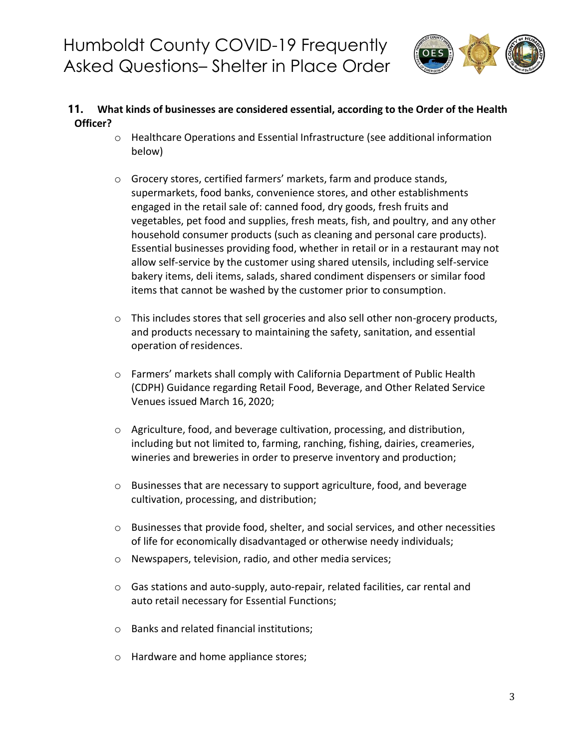**11. What kinds of businesses are considered essential, according to the Order of the Health Officer?**

- Healthcare Operations and Essential Infrastructure (see additional information below)
- Grocery stores, certified farmers' markets, farm and produce stands, supermarkets, food banks, convenience stores, and other establishments engaged in the retail sale of: canned food, dry goods, fresh fruits and vegetables, pet food and supplies, fresh meats, fish, and poultry, and any other household consumer products (such as cleaning and personal care products). Essential businesses providing food, whether in retail or in a restaurant may not allow self-service by the customer using shared utensils, including self-service bakery items, deli items, salads, shared condiment dispensers or similar food items that cannot be washed by the customer prior to consumption.
- This includes stores that sell groceries and also sell other non-grocery products, and products necessary to maintaining the safety, sanitation, and essential operation of residences.
- Farmers' markets shall comply with California Department of Public Health (CDPH) Guidance regarding Retail Food, Beverage, and Other Related Service Venues issued March 16, 2020;
- Agriculture, food, and beverage cultivation, processing, and distribution, including but not limited to, farming, ranching, fishing, dairies, creameries, wineries and breweries in order to preserve inventory and production;
- Businesses that are necessary to support agriculture, food, and beverage cultivation, processing, and distribution;
- Businesses that provide food, shelter, and social services, and other necessities of life for economically disadvantaged or otherwise needy individuals;
- Newspapers, television, radio, and other media services;
- Gas stations and auto-supply, auto-repair, related facilities, car rental and auto retail necessary for Essential Functions;
- Banks and related financial institutions;
- Hardware and home appliance stores;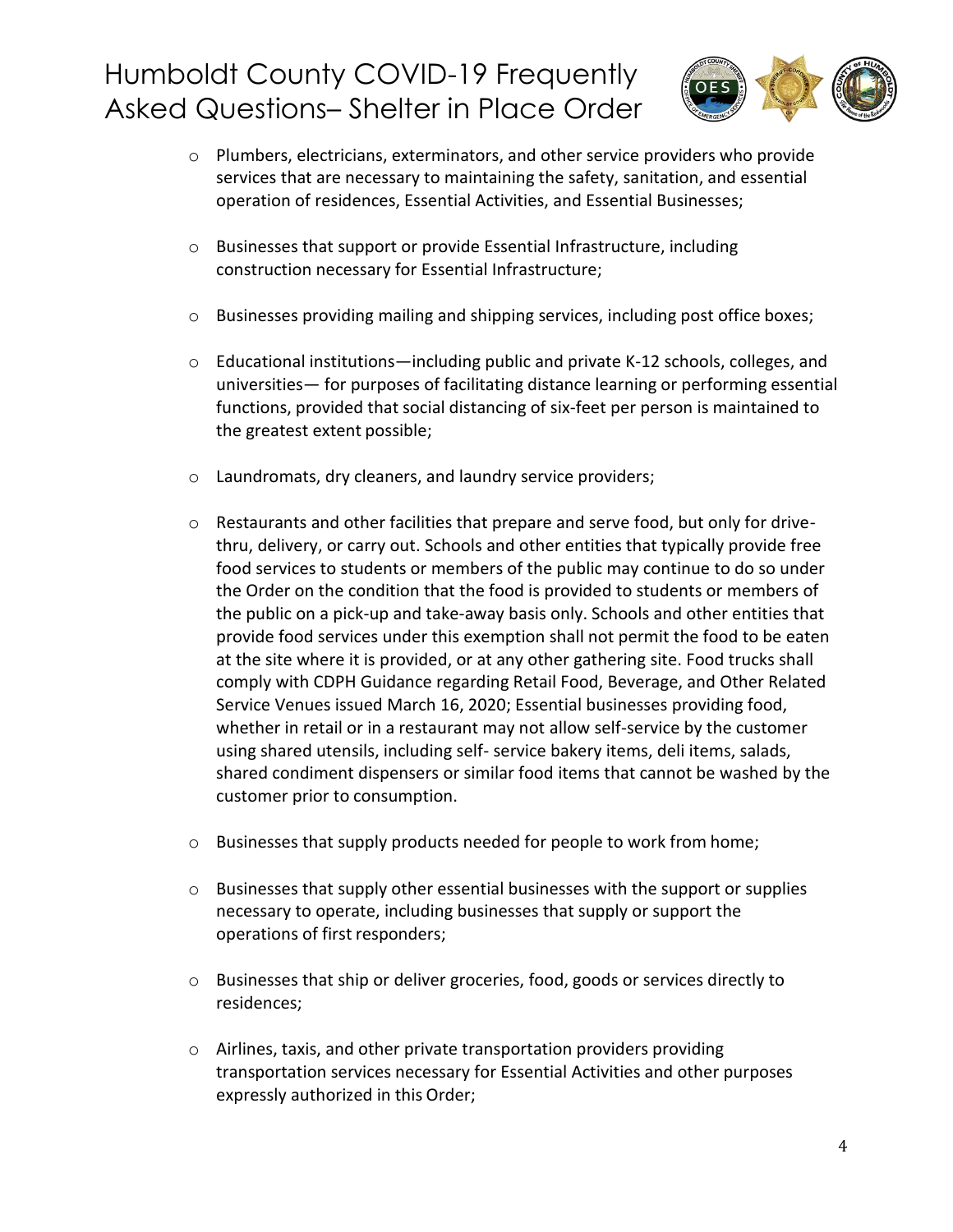- Plumbers, electricians, exterminators, and other service providers who provide services that are necessary to maintaining the safety, sanitation, and essential operation of residences, Essential Activities, and Essential Businesses;

- Businesses that support or provide Essential Infrastructure, including construction necessary for Essential Infrastructure;

- Businesses providing mailing and shipping services, including post office boxes;

- Educational institutions—including public and private K-12 schools, colleges, and universities— for purposes of facilitating distance learning or performing essential functions, provided that social distancing of six-feet per person is maintained to the greatest extent possible;

- Laundromats, dry cleaners, and laundry service providers;

- Restaurants and other facilities that prepare and serve food, but only for drive-thru, delivery, or carry out. Schools and other entities that typically provide free food services to students or members of the public may continue to do so under the Order on the condition that the food is provided to students or members of the public on a pick-up and take-away basis only. Schools and other entities that provide food services under this exemption shall not permit the food to be eaten at the site where it is provided, or at any other gathering site. Food trucks shall comply with CDPH Guidance regarding Retail Food, Beverage, and Other Related Service Venues issued March 16, 2020; Essential businesses providing food, whether in retail or in a restaurant may not allow self-service by the customer using shared utensils, including self- service bakery items, deli items, salads, shared condiment dispensers or similar food items that cannot be washed by the customer prior to consumption.

- Businesses that supply products needed for people to work from home;

- Businesses that supply other essential businesses with the support or supplies necessary to operate, including businesses that supply or support the operations of first responders;

- Businesses that ship or deliver groceries, food, goods or services directly to residences;

- Airlines, taxis, and other private transportation providers providing transportation services necessary for Essential Activities and other purposes expressly authorized in this Order;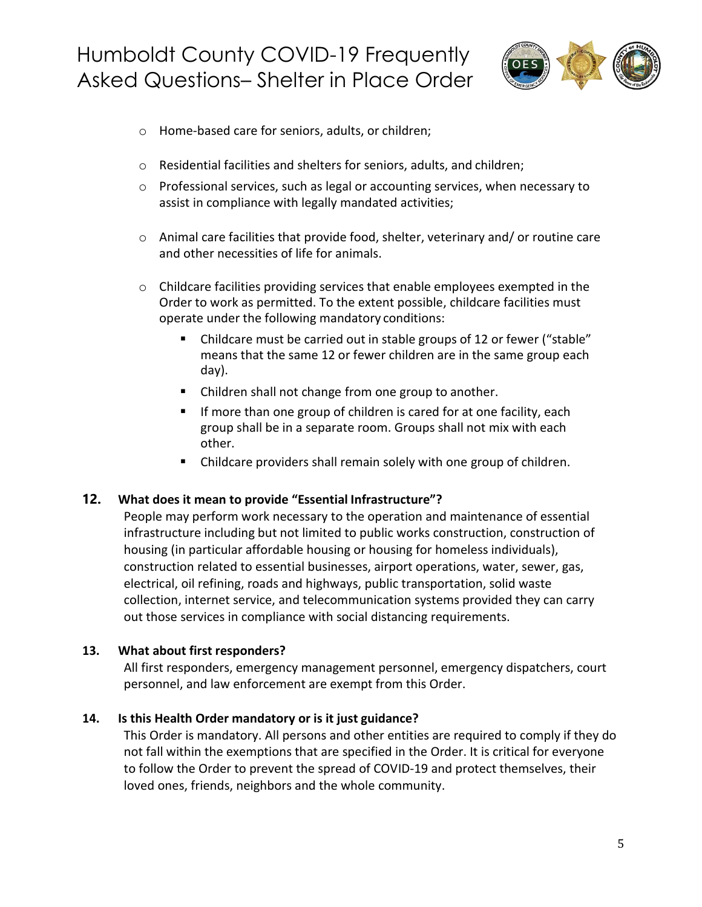- Home-based care for seniors, adults, or children;
- Residential facilities and shelters for seniors, adults, and children;
- Professional services, such as legal or accounting services, when necessary to assist in compliance with legally mandated activities;
- Animal care facilities that provide food, shelter, veterinary and/ or routine care and other necessities of life for animals.
- Childcare facilities providing services that enable employees exempted in the Order to work as permitted. To the extent possible, childcare facilities must operate under the following mandatory conditions:
  - Childcare must be carried out in stable groups of 12 or fewer ("stable" means that the same 12 or fewer children are in the same group each day).
  - Children shall not change from one group to another.
  - If more than one group of children is cared for at one facility, each group shall be in a separate room. Groups shall not mix with each other.
  - Childcare providers shall remain solely with one group of children.

**12. What does it mean to provide "Essential Infrastructure"?**

People may perform work necessary to the operation and maintenance of essential infrastructure including but not limited to public works construction, construction of housing (in particular affordable housing or housing for homeless individuals), construction related to essential businesses, airport operations, water, sewer, gas, electrical, oil refining, roads and highways, public transportation, solid waste collection, internet service, and telecommunication systems provided they can carry out those services in compliance with social distancing requirements.

**13. What about first responders?**

All first responders, emergency management personnel, emergency dispatchers, court personnel, and law enforcement are exempt from this Order.

**14. Is this Health Order mandatory or is it just guidance?**

This Order is mandatory. All persons and other entities are required to comply if they do not fall within the exemptions that are specified in the Order. It is critical for everyone to follow the Order to prevent the spread of COVID-19 and protect themselves, their loved ones, friends, neighbors and the whole community.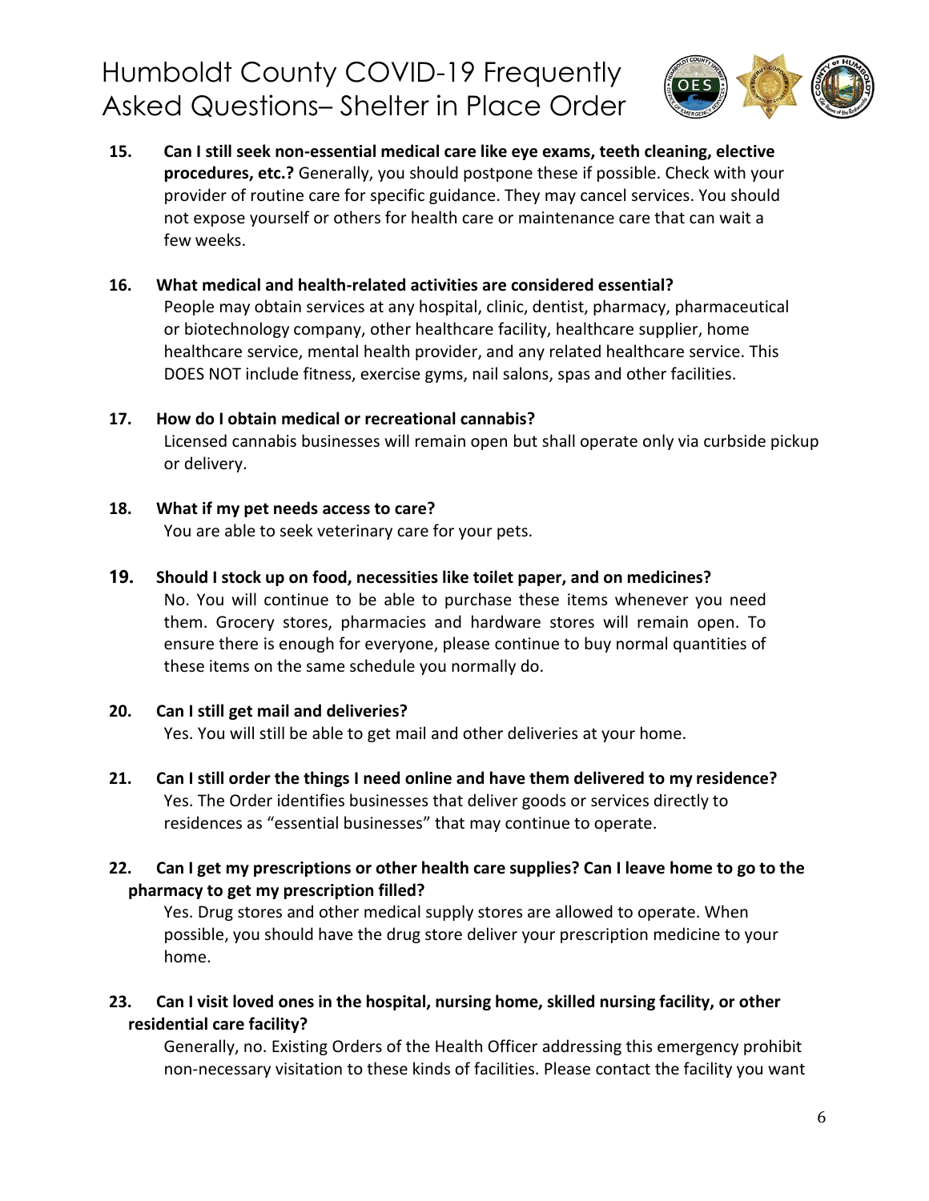**15. Can I still seek non-essential medical care like eye exams, teeth cleaning, elective procedures, etc.?** Generally, you should postpone these if possible. Check with your provider of routine care for specific guidance. They may cancel services. You should not expose yourself or others for health care or maintenance care that can wait a few weeks.

**16. What medical and health-related activities are considered essential?**

People may obtain services at any hospital, clinic, dentist, pharmacy, pharmaceutical or biotechnology company, other healthcare facility, healthcare supplier, home healthcare service, mental health provider, and any related healthcare service. This DOES NOT include fitness, exercise gyms, nail salons, spas and other facilities.

**17. How do I obtain medical or recreational cannabis?**

Licensed cannabis businesses will remain open but shall operate only via curbside pickup or delivery.

**18. What if my pet needs access to care?**

You are able to seek veterinary care for your pets.

**19. Should I stock up on food, necessities like toilet paper, and on medicines?**

No. You will continue to be able to purchase these items whenever you need them. Grocery stores, pharmacies and hardware stores will remain open. To ensure there is enough for everyone, please continue to buy normal quantities of these items on the same schedule you normally do.

**20. Can I still get mail and deliveries?**

Yes. You will still be able to get mail and other deliveries at your home.

**21. Can I still order the things I need online and have them delivered to my residence?**

Yes. The Order identifies businesses that deliver goods or services directly to residences as "essential businesses" that may continue to operate.

**22. Can I get my prescriptions or other health care supplies? Can I leave home to go to the pharmacy to get my prescription filled?**

Yes. Drug stores and other medical supply stores are allowed to operate. When possible, you should have the drug store deliver your prescription medicine to your home.

**23. Can I visit loved ones in the hospital, nursing home, skilled nursing facility, or other residential care facility?**

Generally, no. Existing Orders of the Health Officer addressing this emergency prohibit non-necessary visitation to these kinds of facilities. Please contact the facility you want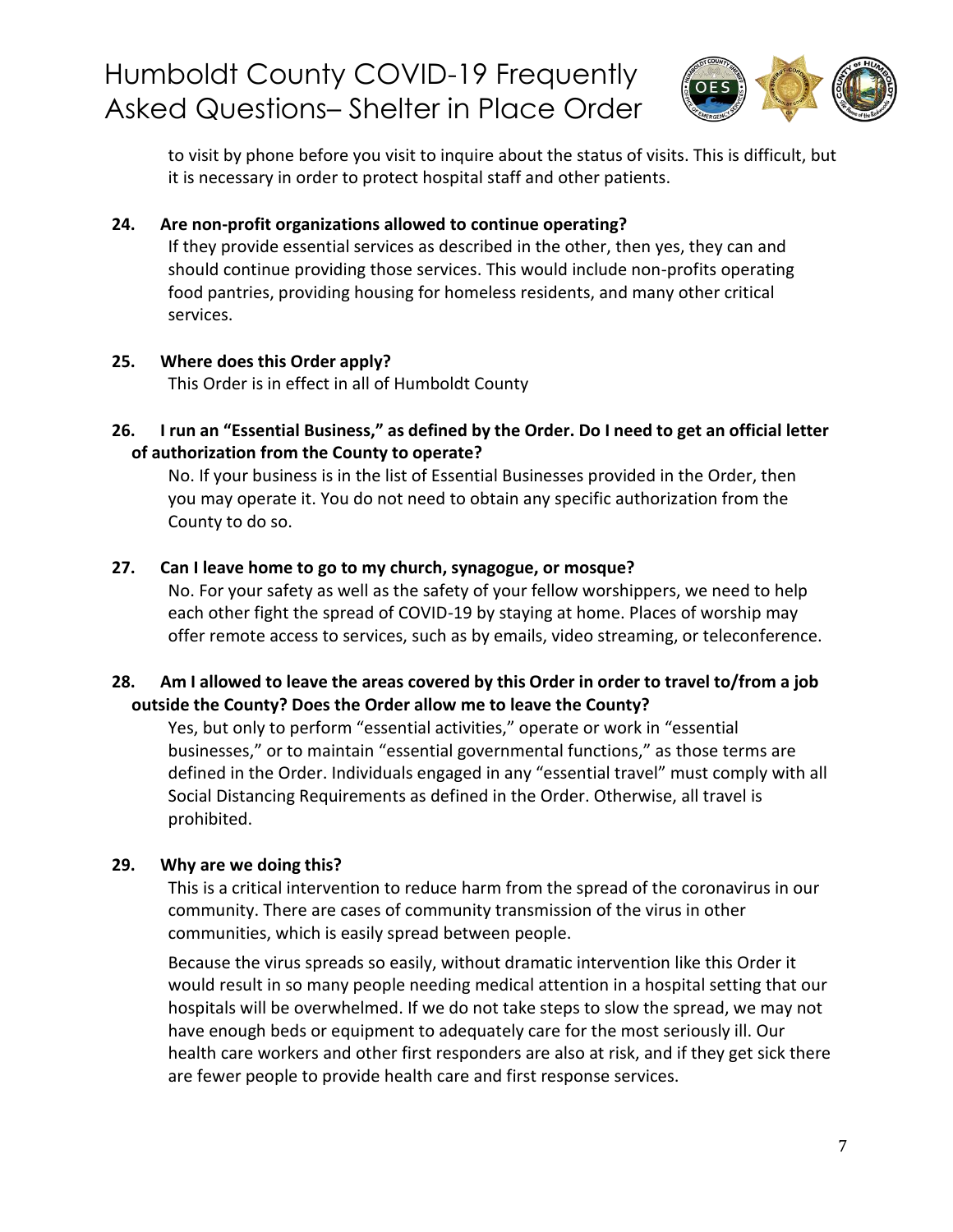to visit by phone before you visit to inquire about the status of visits. This is difficult, but it is necessary in order to protect hospital staff and other patients.

**24. Are non-profit organizations allowed to continue operating?**

If they provide essential services as described in the other, then yes, they can and should continue providing those services. This would include non-profits operating food pantries, providing housing for homeless residents, and many other critical services.

**25. Where does this Order apply?**

This Order is in effect in all of Humboldt County

**26. I run an "Essential Business," as defined by the Order. Do I need to get an official letter of authorization from the County to operate?**

No. If your business is in the list of Essential Businesses provided in the Order, then you may operate it. You do not need to obtain any specific authorization from the County to do so.

**27. Can I leave home to go to my church, synagogue, or mosque?**

No. For your safety as well as the safety of your fellow worshippers, we need to help each other fight the spread of COVID-19 by staying at home. Places of worship may offer remote access to services, such as by emails, video streaming, or teleconference.

**28. Am I allowed to leave the areas covered by this Order in order to travel to/from a job outside the County? Does the Order allow me to leave the County?**

Yes, but only to perform "essential activities," operate or work in "essential businesses," or to maintain "essential governmental functions," as those terms are defined in the Order. Individuals engaged in any "essential travel" must comply with all Social Distancing Requirements as defined in the Order. Otherwise, all travel is prohibited.

**29. Why are we doing this?**

This is a critical intervention to reduce harm from the spread of the coronavirus in our community. There are cases of community transmission of the virus in other communities, which is easily spread between people.

Because the virus spreads so easily, without dramatic intervention like this Order it would result in so many people needing medical attention in a hospital setting that our hospitals will be overwhelmed. If we do not take steps to slow the spread, we may not have enough beds or equipment to adequately care for the most seriously ill. Our health care workers and other first responders are also at risk, and if they get sick there are fewer people to provide health care and first response services.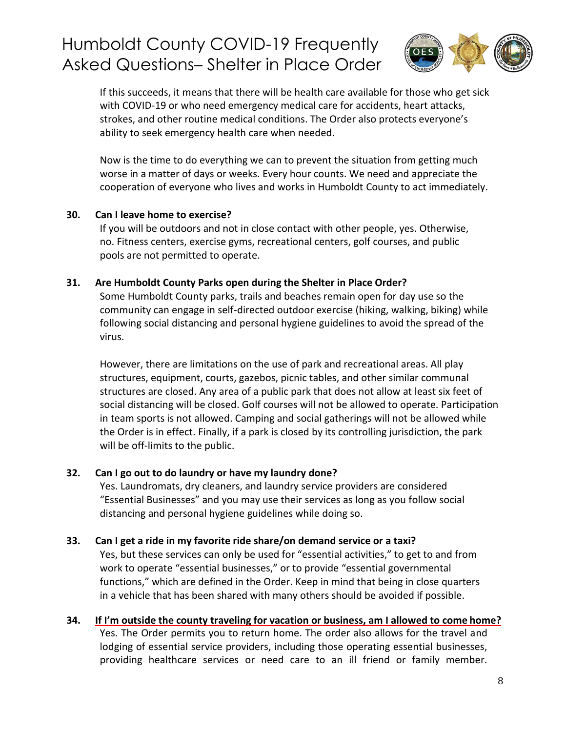If this succeeds, it means that there will be health care available for those who get sick with COVID-19 or who need emergency medical care for accidents, heart attacks, strokes, and other routine medical conditions. The Order also protects everyone's ability to seek emergency health care when needed.

Now is the time to do everything we can to prevent the situation from getting much worse in a matter of days or weeks. Every hour counts. We need and appreciate the cooperation of everyone who lives and works in Humboldt County to act immediately.

**30. Can I leave home to exercise?**

If you will be outdoors and not in close contact with other people, yes. Otherwise, no. Fitness centers, exercise gyms, recreational centers, golf courses, and public pools are not permitted to operate.

**31. Are Humboldt County Parks open during the Shelter in Place Order?**

Some Humboldt County parks, trails and beaches remain open for day use so the community can engage in self-directed outdoor exercise (hiking, walking, biking) while following social distancing and personal hygiene guidelines to avoid the spread of the virus.

However, there are limitations on the use of park and recreational areas. All play structures, equipment, courts, gazebos, picnic tables, and other similar communal structures are closed. Any area of a public park that does not allow at least six feet of social distancing will be closed. Golf courses will not be allowed to operate. Participation in team sports is not allowed. Camping and social gatherings will not be allowed while the Order is in effect. Finally, if a park is closed by its controlling jurisdiction, the park will be off-limits to the public.

**32. Can I go out to do laundry or have my laundry done?**

Yes. Laundromats, dry cleaners, and laundry service providers are considered "Essential Businesses" and you may use their services as long as you follow social distancing and personal hygiene guidelines while doing so.

**33. Can I get a ride in my favorite ride share/on demand service or a taxi?**

Yes, but these services can only be used for "essential activities," to get to and from work to operate "essential businesses," or to provide "essential governmental functions," which are defined in the Order. Keep in mind that being in close quarters in a vehicle that has been shared with many others should be avoided if possible.

**34. If I'm outside the county traveling for vacation or business, am I allowed to come home?**

Yes. The Order permits you to return home. The order also allows for the travel and lodging of essential service providers, including those operating essential businesses, providing healthcare services or need care to an ill friend or family member.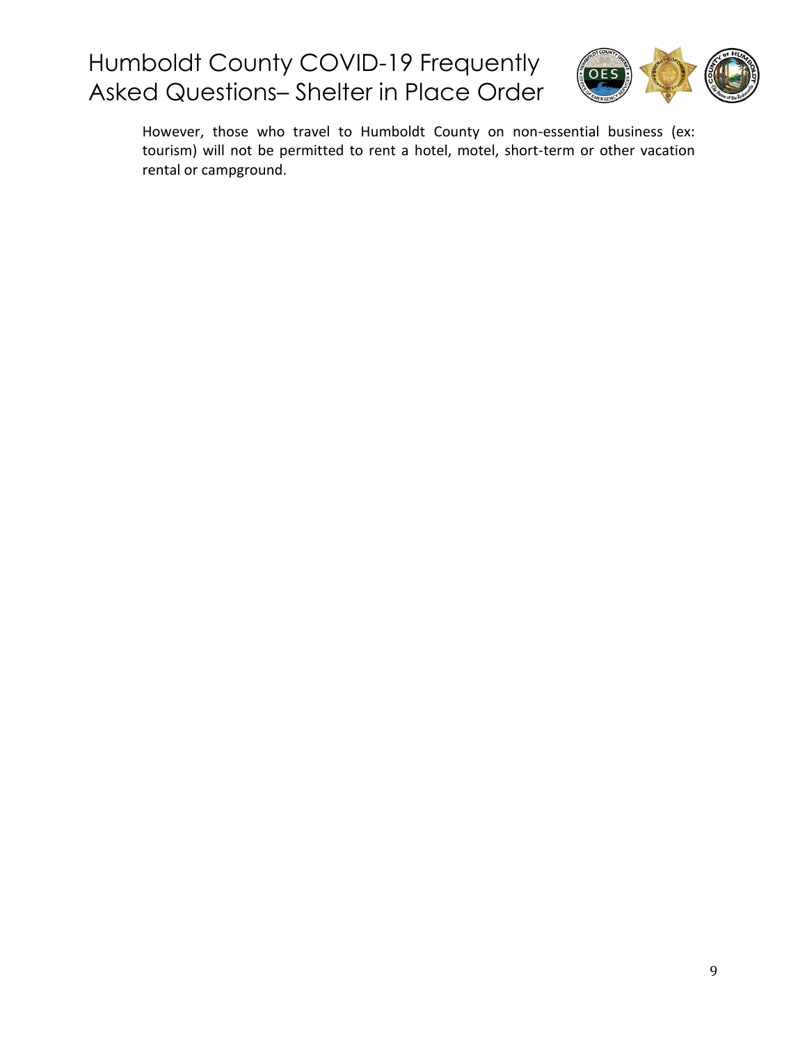However, those who travel to Humboldt County on non-essential business (ex: tourism) will not be permitted to rent a hotel, motel, short-term or other vacation rental or campground.